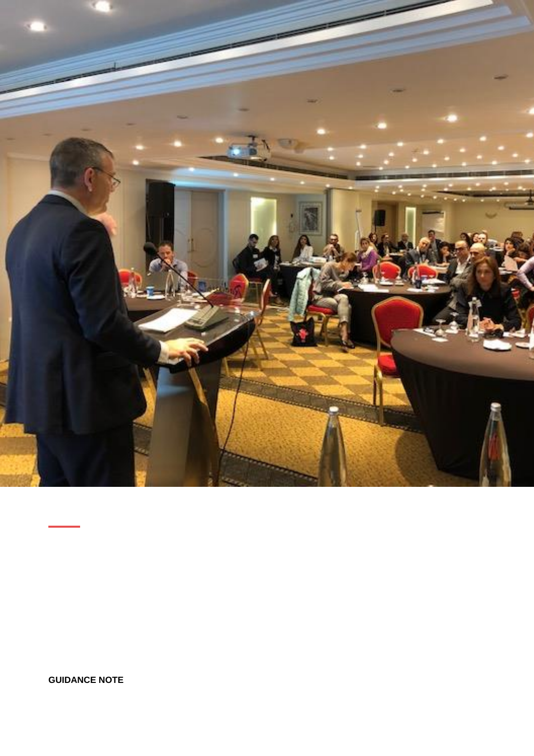**GUIDANCE NOTE**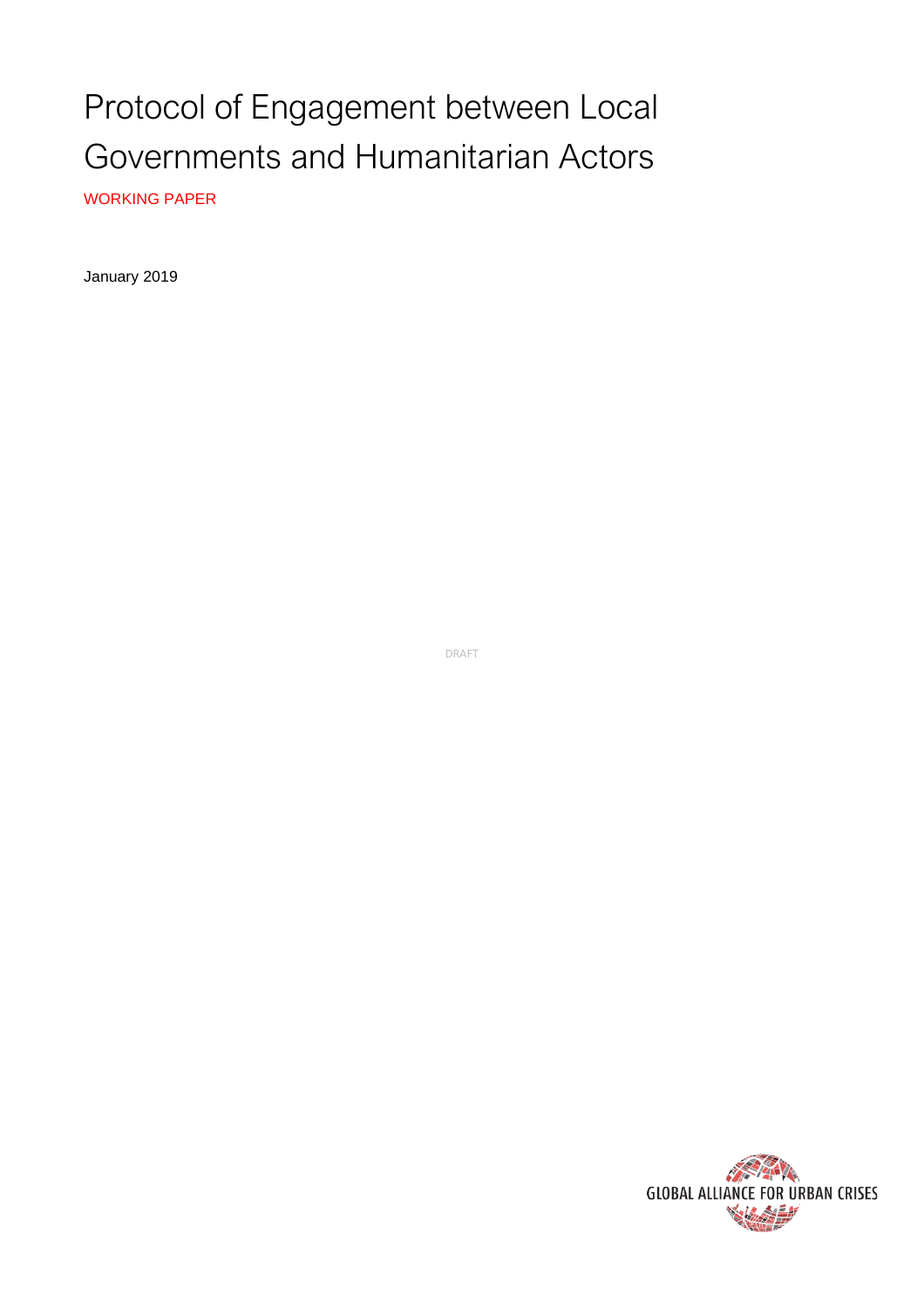# Protocol of Engagement between Local Governments and Humanitarian Actors

WORKING PAPER

January 2019

DRAFT

GLOBAL ALLIANCE FOR URBAN CRISES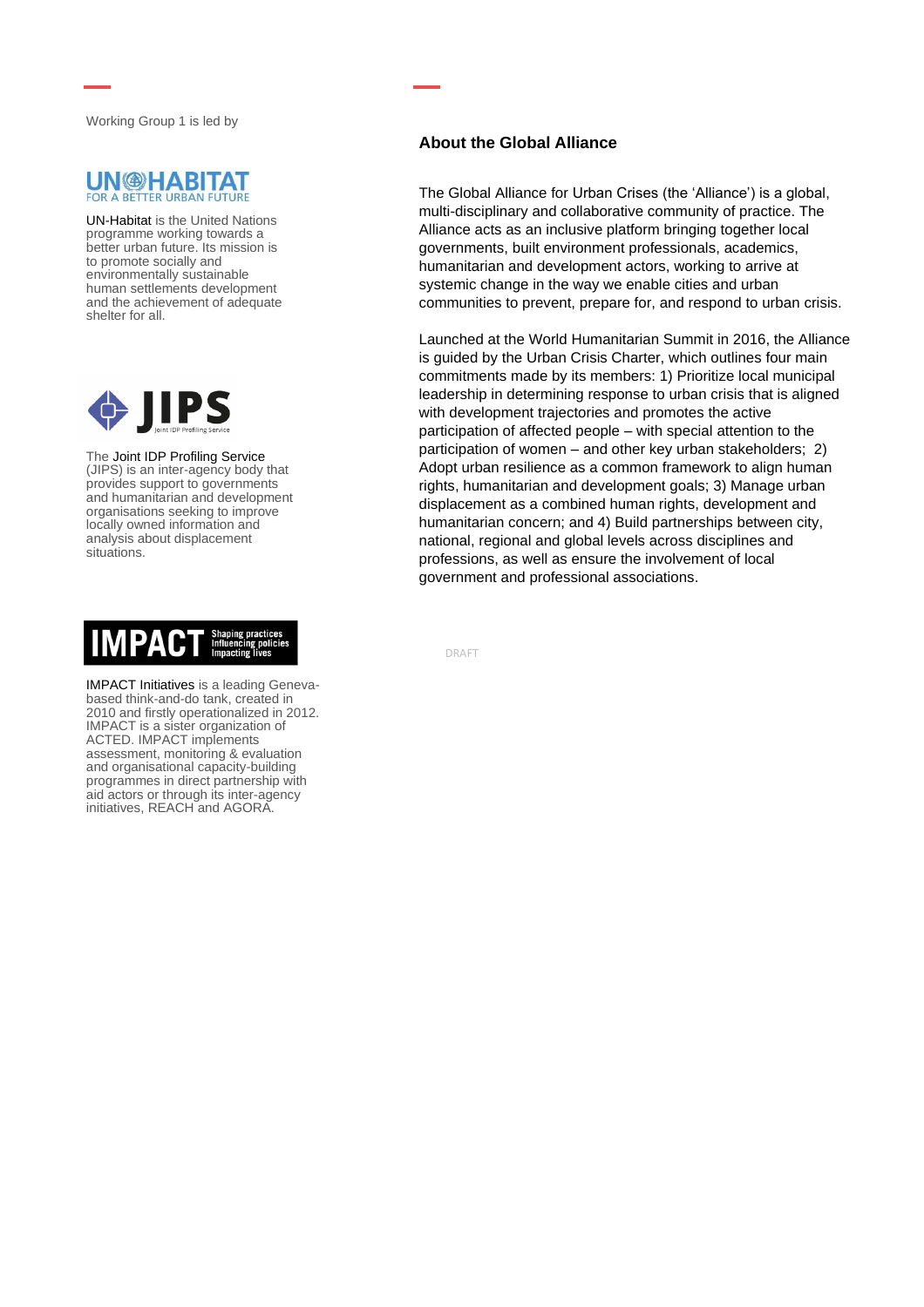Working Group 1 is led by

UN-Habitat is the United Nations programme working towards a better urban future. Its mission is to promote socially and environmentally sustainable human settlements development and the achievement of adequate shelter for all.

The Joint IDP Profiling Service (JIPS) is an inter-agency body that provides support to governments and humanitarian and development organisations seeking to improve locally owned information and analysis about displacement situations.

IMPACT Initiatives is a leading Geneva-based think-and-do tank, created in 2010 and firstly operationalized in 2012. IMPACT is a sister organization of ACTED. IMPACT implements assessment, monitoring & evaluation and organisational capacity-building programmes in direct partnership with aid actors or through its inter-agency initiatives, REACH and AGORA.

### About the Global Alliance

The Global Alliance for Urban Crises (the 'Alliance') is a global, multi-disciplinary and collaborative community of practice. The Alliance acts as an inclusive platform bringing together local governments, built environment professionals, academics, humanitarian and development actors, working to arrive at systemic change in the way we enable cities and urban communities to prevent, prepare for, and respond to urban crisis.

Launched at the World Humanitarian Summit in 2016, the Alliance is guided by the Urban Crisis Charter, which outlines four main commitments made by its members: 1) Prioritize local municipal leadership in determining response to urban crisis that is aligned with development trajectories and promotes the active participation of affected people – with special attention to the participation of women – and other key urban stakeholders; 2) Adopt urban resilience as a common framework to align human rights, humanitarian and development goals; 3) Manage urban displacement as a combined human rights, development and humanitarian concern; and 4) Build partnerships between city, national, regional and global levels across disciplines and professions, as well as ensure the involvement of local government and professional associations.

DRAFT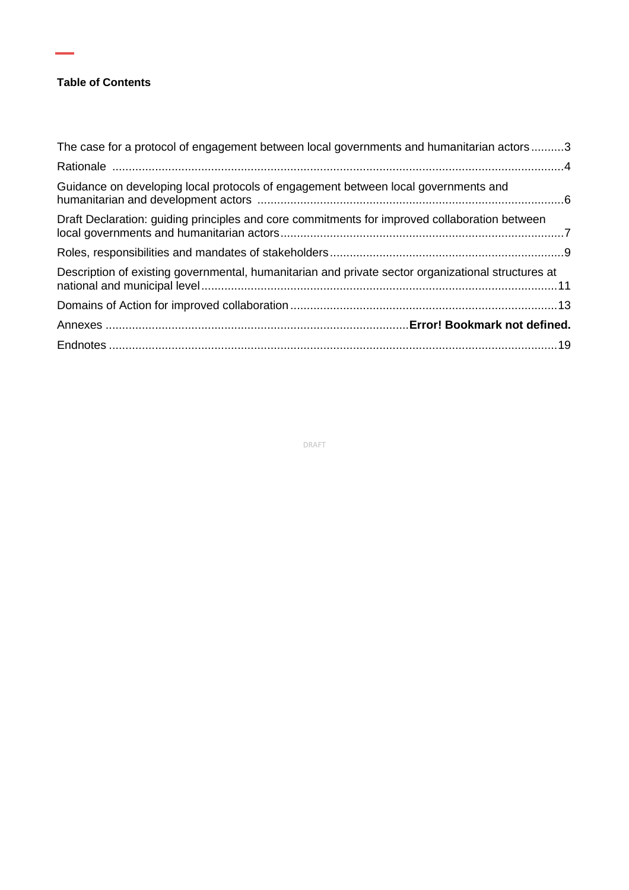**Table of Contents**

The case for a protocol of engagement between local governments and humanitarian actors..........3

Rationale ..........4

Guidance on developing local protocols of engagement between local governments and humanitarian and development actors ..........6

Draft Declaration: guiding principles and core commitments for improved collaboration between local governments and humanitarian actors..........7

Roles, responsibilities and mandates of stakeholders..........9

Description of existing governmental, humanitarian and private sector organizational structures at national and municipal level..........11

Domains of Action for improved collaboration..........13

Annexes ..........**Error! Bookmark not defined.**

Endnotes ..........19

DRAFT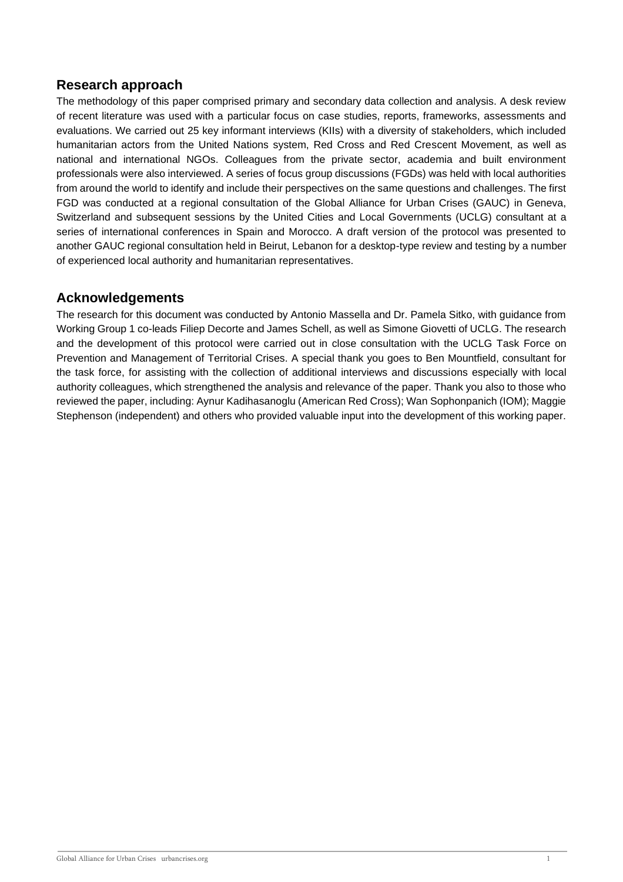## Research approach

The methodology of this paper comprised primary and secondary data collection and analysis. A desk review of recent literature was used with a particular focus on case studies, reports, frameworks, assessments and evaluations. We carried out 25 key informant interviews (KIIs) with a diversity of stakeholders, which included humanitarian actors from the United Nations system, Red Cross and Red Crescent Movement, as well as national and international NGOs. Colleagues from the private sector, academia and built environment professionals were also interviewed. A series of focus group discussions (FGDs) was held with local authorities from around the world to identify and include their perspectives on the same questions and challenges. The first FGD was conducted at a regional consultation of the Global Alliance for Urban Crises (GAUC) in Geneva, Switzerland and subsequent sessions by the United Cities and Local Governments (UCLG) consultant at a series of international conferences in Spain and Morocco. A draft version of the protocol was presented to another GAUC regional consultation held in Beirut, Lebanon for a desktop-type review and testing by a number of experienced local authority and humanitarian representatives.

## Acknowledgements

The research for this document was conducted by Antonio Massella and Dr. Pamela Sitko, with guidance from Working Group 1 co-leads Filiep Decorte and James Schell, as well as Simone Giovetti of UCLG. The research and the development of this protocol were carried out in close consultation with the UCLG Task Force on Prevention and Management of Territorial Crises. A special thank you goes to Ben Mountfield, consultant for the task force, for assisting with the collection of additional interviews and discussions especially with local authority colleagues, which strengthened the analysis and relevance of the paper. Thank you also to those who reviewed the paper, including: Aynur Kadihasanoglu (American Red Cross); Wan Sophonpanich (IOM); Maggie Stephenson (independent) and others who provided valuable input into the development of this working paper.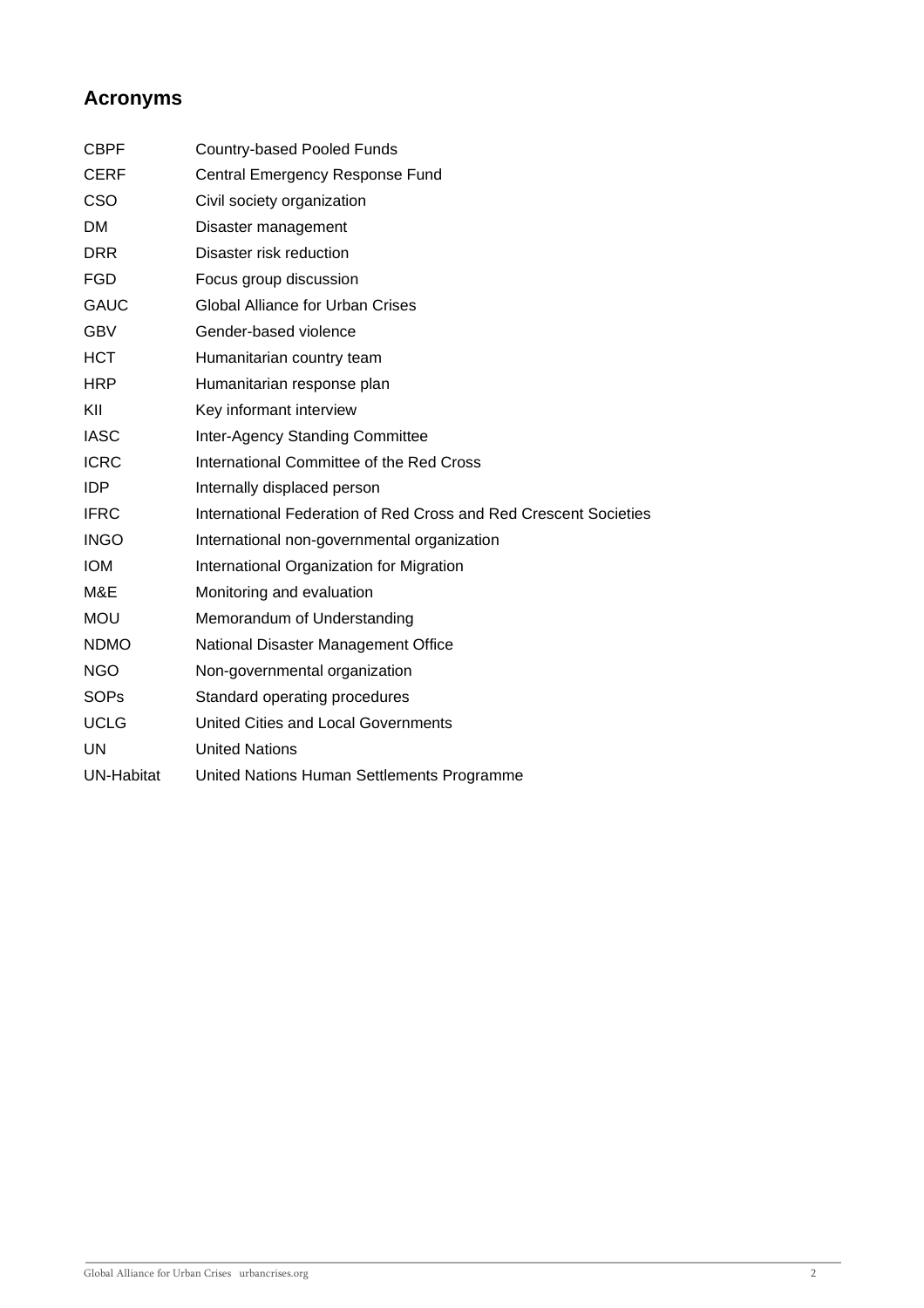## Acronyms

| | |
|---|---|
| CBPF | Country-based Pooled Funds |
| CERF | Central Emergency Response Fund |
| CSO | Civil society organization |
| DM | Disaster management |
| DRR | Disaster risk reduction |
| FGD | Focus group discussion |
| GAUC | Global Alliance for Urban Crises |
| GBV | Gender-based violence |
| HCT | Humanitarian country team |
| HRP | Humanitarian response plan |
| KII | Key informant interview |
| IASC | Inter-Agency Standing Committee |
| ICRC | International Committee of the Red Cross |
| IDP | Internally displaced person |
| IFRC | International Federation of Red Cross and Red Crescent Societies |
| INGO | International non-governmental organization |
| IOM | International Organization for Migration |
| M&E | Monitoring and evaluation |
| MOU | Memorandum of Understanding |
| NDMO | National Disaster Management Office |
| NGO | Non-governmental organization |
| SOPs | Standard operating procedures |
| UCLG | United Cities and Local Governments |
| UN | United Nations |
| UN-Habitat | United Nations Human Settlements Programme |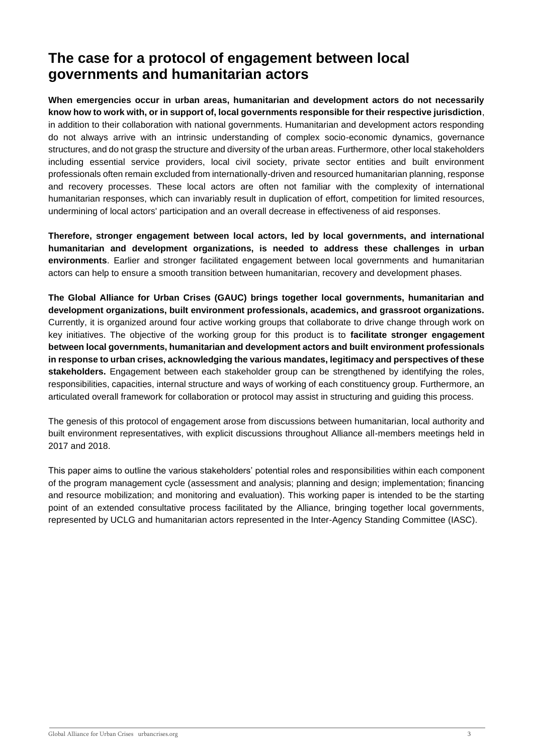# The case for a protocol of engagement between local governments and humanitarian actors

**When emergencies occur in urban areas, humanitarian and development actors do not necessarily know how to work with, or in support of, local governments responsible for their respective jurisdiction**, in addition to their collaboration with national governments. Humanitarian and development actors responding do not always arrive with an intrinsic understanding of complex socio-economic dynamics, governance structures, and do not grasp the structure and diversity of the urban areas. Furthermore, other local stakeholders including essential service providers, local civil society, private sector entities and built environment professionals often remain excluded from internationally-driven and resourced humanitarian planning, response and recovery processes. These local actors are often not familiar with the complexity of international humanitarian responses, which can invariably result in duplication of effort, competition for limited resources, undermining of local actors' participation and an overall decrease in effectiveness of aid responses.

**Therefore, stronger engagement between local actors, led by local governments, and international humanitarian and development organizations, is needed to address these challenges in urban environments**. Earlier and stronger facilitated engagement between local governments and humanitarian actors can help to ensure a smooth transition between humanitarian, recovery and development phases.

**The Global Alliance for Urban Crises (GAUC) brings together local governments, humanitarian and development organizations, built environment professionals, academics, and grassroot organizations.** Currently, it is organized around four active working groups that collaborate to drive change through work on key initiatives. The objective of the working group for this product is to **facilitate stronger engagement between local governments, humanitarian and development actors and built environment professionals in response to urban crises, acknowledging the various mandates, legitimacy and perspectives of these stakeholders.** Engagement between each stakeholder group can be strengthened by identifying the roles, responsibilities, capacities, internal structure and ways of working of each constituency group. Furthermore, an articulated overall framework for collaboration or protocol may assist in structuring and guiding this process.

The genesis of this protocol of engagement arose from discussions between humanitarian, local authority and built environment representatives, with explicit discussions throughout Alliance all-members meetings held in 2017 and 2018.

This paper aims to outline the various stakeholders' potential roles and responsibilities within each component of the program management cycle (assessment and analysis; planning and design; implementation; financing and resource mobilization; and monitoring and evaluation). This working paper is intended to be the starting point of an extended consultative process facilitated by the Alliance, bringing together local governments, represented by UCLG and humanitarian actors represented in the Inter-Agency Standing Committee (IASC).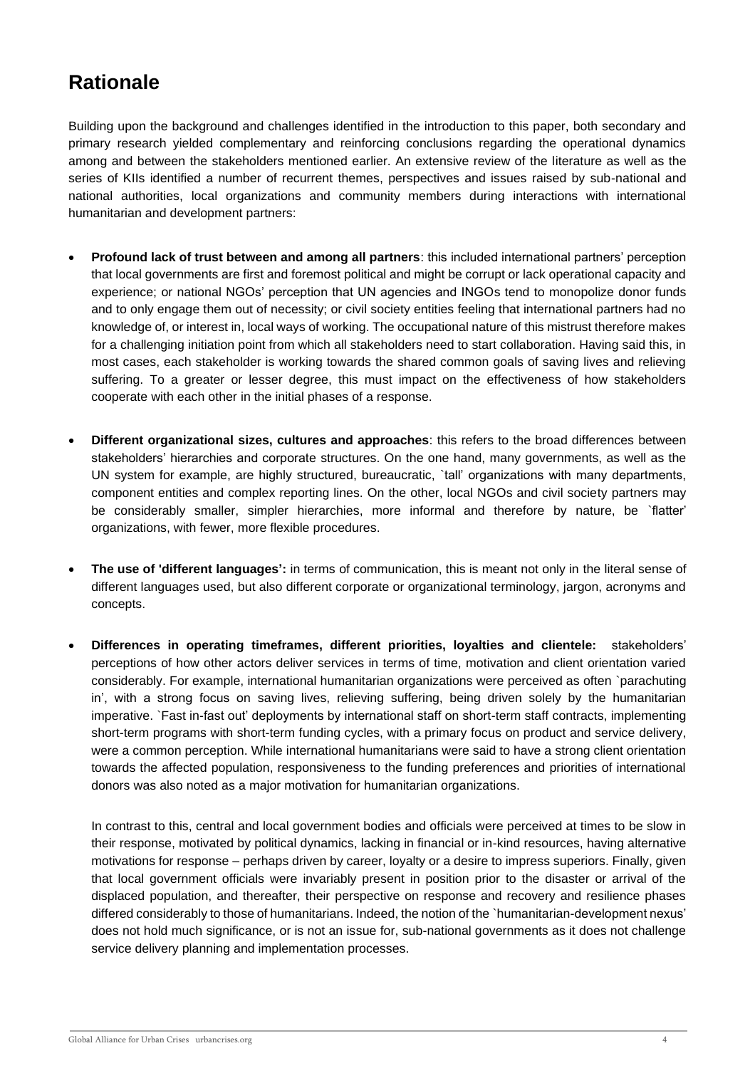## Rationale

Building upon the background and challenges identified in the introduction to this paper, both secondary and primary research yielded complementary and reinforcing conclusions regarding the operational dynamics among and between the stakeholders mentioned earlier. An extensive review of the literature as well as the series of KIIs identified a number of recurrent themes, perspectives and issues raised by sub-national and national authorities, local organizations and community members during interactions with international humanitarian and development partners:

- **Profound lack of trust between and among all partners**: this included international partners' perception that local governments are first and foremost political and might be corrupt or lack operational capacity and experience; or national NGOs' perception that UN agencies and INGOs tend to monopolize donor funds and to only engage them out of necessity; or civil society entities feeling that international partners had no knowledge of, or interest in, local ways of working. The occupational nature of this mistrust therefore makes for a challenging initiation point from which all stakeholders need to start collaboration. Having said this, in most cases, each stakeholder is working towards the shared common goals of saving lives and relieving suffering. To a greater or lesser degree, this must impact on the effectiveness of how stakeholders cooperate with each other in the initial phases of a response.

- **Different organizational sizes, cultures and approaches**: this refers to the broad differences between stakeholders' hierarchies and corporate structures. On the one hand, many governments, as well as the UN system for example, are highly structured, bureaucratic, `tall' organizations with many departments, component entities and complex reporting lines. On the other, local NGOs and civil society partners may be considerably smaller, simpler hierarchies, more informal and therefore by nature, be `flatter' organizations, with fewer, more flexible procedures.

- **The use of 'different languages':** in terms of communication, this is meant not only in the literal sense of different languages used, but also different corporate or organizational terminology, jargon, acronyms and concepts.

- **Differences in operating timeframes, different priorities, loyalties and clientele:** stakeholders' perceptions of how other actors deliver services in terms of time, motivation and client orientation varied considerably. For example, international humanitarian organizations were perceived as often `parachuting in', with a strong focus on saving lives, relieving suffering, being driven solely by the humanitarian imperative. `Fast in-fast out' deployments by international staff on short-term staff contracts, implementing short-term programs with short-term funding cycles, with a primary focus on product and service delivery, were a common perception. While international humanitarians were said to have a strong client orientation towards the affected population, responsiveness to the funding preferences and priorities of international donors was also noted as a major motivation for humanitarian organizations.

  In contrast to this, central and local government bodies and officials were perceived at times to be slow in their response, motivated by political dynamics, lacking in financial or in-kind resources, having alternative motivations for response – perhaps driven by career, loyalty or a desire to impress superiors. Finally, given that local government officials were invariably present in position prior to the disaster or arrival of the displaced population, and thereafter, their perspective on response and recovery and resilience phases differed considerably to those of humanitarians. Indeed, the notion of the `humanitarian-development nexus' does not hold much significance, or is not an issue for, sub-national governments as it does not challenge service delivery planning and implementation processes.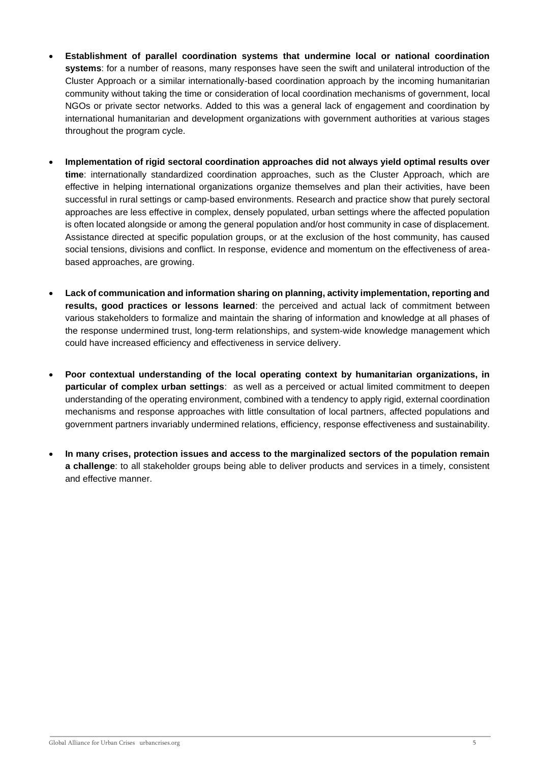- **Establishment of parallel coordination systems that undermine local or national coordination systems**: for a number of reasons, many responses have seen the swift and unilateral introduction of the Cluster Approach or a similar internationally-based coordination approach by the incoming humanitarian community without taking the time or consideration of local coordination mechanisms of government, local NGOs or private sector networks. Added to this was a general lack of engagement and coordination by international humanitarian and development organizations with government authorities at various stages throughout the program cycle.

- **Implementation of rigid sectoral coordination approaches did not always yield optimal results over time**: internationally standardized coordination approaches, such as the Cluster Approach, which are effective in helping international organizations organize themselves and plan their activities, have been successful in rural settings or camp-based environments. Research and practice show that purely sectoral approaches are less effective in complex, densely populated, urban settings where the affected population is often located alongside or among the general population and/or host community in case of displacement. Assistance directed at specific population groups, or at the exclusion of the host community, has caused social tensions, divisions and conflict. In response, evidence and momentum on the effectiveness of area-based approaches, are growing.

- **Lack of communication and information sharing on planning, activity implementation, reporting and results, good practices or lessons learned**: the perceived and actual lack of commitment between various stakeholders to formalize and maintain the sharing of information and knowledge at all phases of the response undermined trust, long-term relationships, and system-wide knowledge management which could have increased efficiency and effectiveness in service delivery.

- **Poor contextual understanding of the local operating context by humanitarian organizations, in particular of complex urban settings**: as well as a perceived or actual limited commitment to deepen understanding of the operating environment, combined with a tendency to apply rigid, external coordination mechanisms and response approaches with little consultation of local partners, affected populations and government partners invariably undermined relations, efficiency, response effectiveness and sustainability.

- **In many crises, protection issues and access to the marginalized sectors of the population remain a challenge**: to all stakeholder groups being able to deliver products and services in a timely, consistent and effective manner.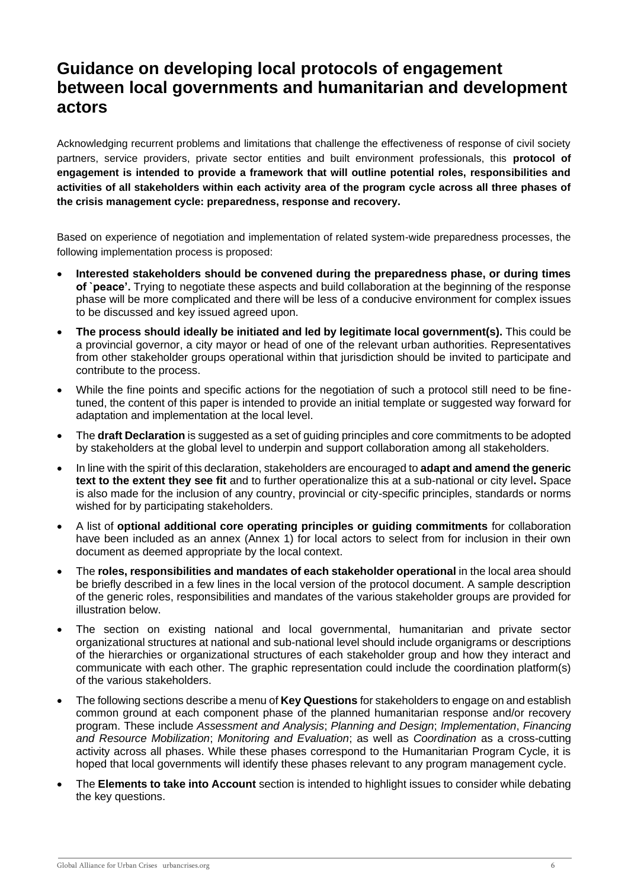# Guidance on developing local protocols of engagement between local governments and humanitarian and development actors

Acknowledging recurrent problems and limitations that challenge the effectiveness of response of civil society partners, service providers, private sector entities and built environment professionals, this **protocol of engagement is intended to provide a framework that will outline potential roles, responsibilities and activities of all stakeholders within each activity area of the program cycle across all three phases of the crisis management cycle: preparedness, response and recovery.**

Based on experience of negotiation and implementation of related system-wide preparedness processes, the following implementation process is proposed:

- **Interested stakeholders should be convened during the preparedness phase, or during times of `peace'.** Trying to negotiate these aspects and build collaboration at the beginning of the response phase will be more complicated and there will be less of a conducive environment for complex issues to be discussed and key issued agreed upon.
- **The process should ideally be initiated and led by legitimate local government(s).** This could be a provincial governor, a city mayor or head of one of the relevant urban authorities. Representatives from other stakeholder groups operational within that jurisdiction should be invited to participate and contribute to the process.
- While the fine points and specific actions for the negotiation of such a protocol still need to be fine-tuned, the content of this paper is intended to provide an initial template or suggested way forward for adaptation and implementation at the local level.
- The **draft Declaration** is suggested as a set of guiding principles and core commitments to be adopted by stakeholders at the global level to underpin and support collaboration among all stakeholders.
- In line with the spirit of this declaration, stakeholders are encouraged to **adapt and amend the generic text to the extent they see fit** and to further operationalize this at a sub-national or city level**.** Space is also made for the inclusion of any country, provincial or city-specific principles, standards or norms wished for by participating stakeholders.
- A list of **optional additional core operating principles or guiding commitments** for collaboration have been included as an annex (Annex 1) for local actors to select from for inclusion in their own document as deemed appropriate by the local context.
- The **roles, responsibilities and mandates of each stakeholder operational** in the local area should be briefly described in a few lines in the local version of the protocol document. A sample description of the generic roles, responsibilities and mandates of the various stakeholder groups are provided for illustration below.
- The section on existing national and local governmental, humanitarian and private sector organizational structures at national and sub-national level should include organigrams or descriptions of the hierarchies or organizational structures of each stakeholder group and how they interact and communicate with each other. The graphic representation could include the coordination platform(s) of the various stakeholders.
- The following sections describe a menu of **Key Questions** for stakeholders to engage on and establish common ground at each component phase of the planned humanitarian response and/or recovery program. These include *Assessment and Analysis*; *Planning and Design*; *Implementation*, *Financing and Resource Mobilization*; *Monitoring and Evaluation*; as well as *Coordination* as a cross-cutting activity across all phases. While these phases correspond to the Humanitarian Program Cycle, it is hoped that local governments will identify these phases relevant to any program management cycle.
- The **Elements to take into Account** section is intended to highlight issues to consider while debating the key questions.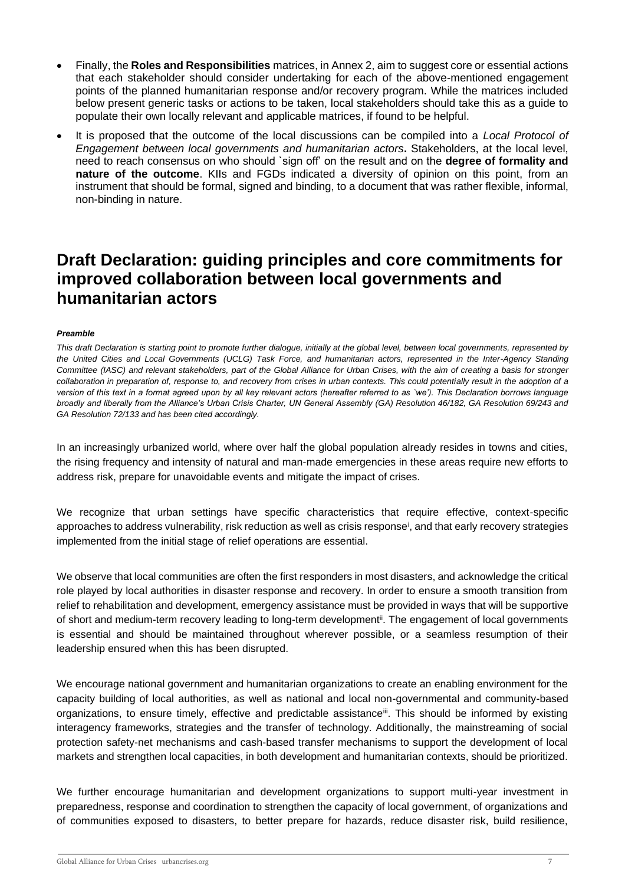- Finally, the **Roles and Responsibilities** matrices, in Annex 2, aim to suggest core or essential actions that each stakeholder should consider undertaking for each of the above-mentioned engagement points of the planned humanitarian response and/or recovery program. While the matrices included below present generic tasks or actions to be taken, local stakeholders should take this as a guide to populate their own locally relevant and applicable matrices, if found to be helpful.
- It is proposed that the outcome of the local discussions can be compiled into a *Local Protocol of Engagement between local governments and humanitarian actors***.** Stakeholders, at the local level, need to reach consensus on who should `sign off' on the result and on the **degree of formality and nature of the outcome**. KIIs and FGDs indicated a diversity of opinion on this point, from an instrument that should be formal, signed and binding, to a document that was rather flexible, informal, non-binding in nature.

# Draft Declaration: guiding principles and core commitments for improved collaboration between local governments and humanitarian actors

***Preamble***

*This draft Declaration is starting point to promote further dialogue, initially at the global level, between local governments, represented by the United Cities and Local Governments (UCLG) Task Force, and humanitarian actors, represented in the Inter-Agency Standing Committee (IASC) and relevant stakeholders, part of the Global Alliance for Urban Crises, with the aim of creating a basis for stronger collaboration in preparation of, response to, and recovery from crises in urban contexts. This could potentially result in the adoption of a version of this text in a format agreed upon by all key relevant actors (hereafter referred to as `we'). This Declaration borrows language broadly and liberally from the Alliance's Urban Crisis Charter, UN General Assembly (GA) Resolution 46/182, GA Resolution 69/243 and GA Resolution 72/133 and has been cited accordingly.*

In an increasingly urbanized world, where over half the global population already resides in towns and cities, the rising frequency and intensity of natural and man-made emergencies in these areas require new efforts to address risk, prepare for unavoidable events and mitigate the impact of crises.

We recognize that urban settings have specific characteristics that require effective, context-specific approaches to address vulnerability, risk reduction as well as crisis response[i], and that early recovery strategies implemented from the initial stage of relief operations are essential.

We observe that local communities are often the first responders in most disasters, and acknowledge the critical role played by local authorities in disaster response and recovery. In order to ensure a smooth transition from relief to rehabilitation and development, emergency assistance must be provided in ways that will be supportive of short and medium-term recovery leading to long-term development[ii]. The engagement of local governments is essential and should be maintained throughout wherever possible, or a seamless resumption of their leadership ensured when this has been disrupted.

We encourage national government and humanitarian organizations to create an enabling environment for the capacity building of local authorities, as well as national and local non-governmental and community-based organizations, to ensure timely, effective and predictable assistance[iii]. This should be informed by existing interagency frameworks, strategies and the transfer of technology. Additionally, the mainstreaming of social protection safety-net mechanisms and cash-based transfer mechanisms to support the development of local markets and strengthen local capacities, in both development and humanitarian contexts, should be prioritized.

We further encourage humanitarian and development organizations to support multi-year investment in preparedness, response and coordination to strengthen the capacity of local government, of organizations and of communities exposed to disasters, to better prepare for hazards, reduce disaster risk, build resilience,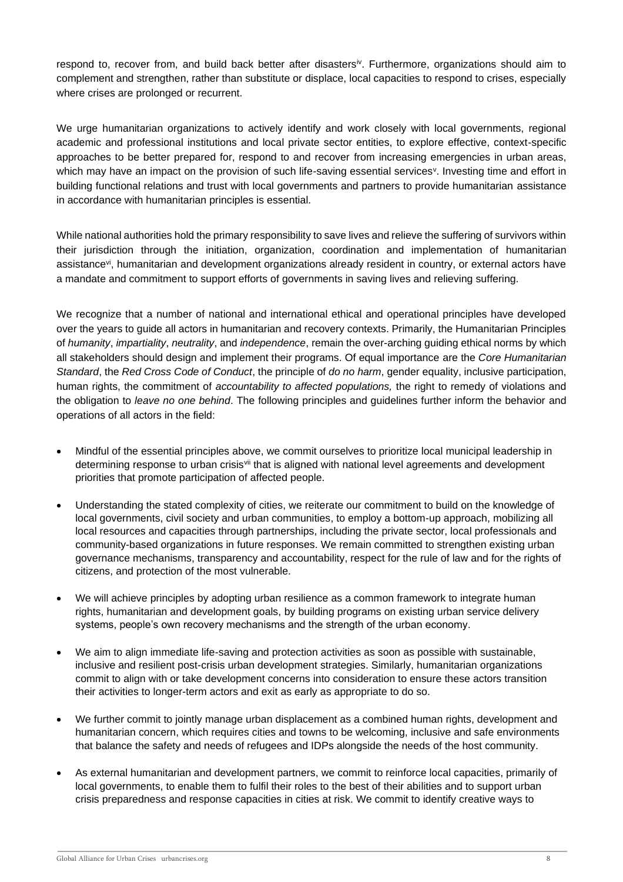respond to, recover from, and build back better after disasters[iv]. Furthermore, organizations should aim to complement and strengthen, rather than substitute or displace, local capacities to respond to crises, especially where crises are prolonged or recurrent.

We urge humanitarian organizations to actively identify and work closely with local governments, regional academic and professional institutions and local private sector entities, to explore effective, context-specific approaches to be better prepared for, respond to and recover from increasing emergencies in urban areas, which may have an impact on the provision of such life-saving essential services[v]. Investing time and effort in building functional relations and trust with local governments and partners to provide humanitarian assistance in accordance with humanitarian principles is essential.

While national authorities hold the primary responsibility to save lives and relieve the suffering of survivors within their jurisdiction through the initiation, organization, coordination and implementation of humanitarian assistance[vi], humanitarian and development organizations already resident in country, or external actors have a mandate and commitment to support efforts of governments in saving lives and relieving suffering.

We recognize that a number of national and international ethical and operational principles have developed over the years to guide all actors in humanitarian and recovery contexts. Primarily, the Humanitarian Principles of *humanity*, *impartiality*, *neutrality*, and *independence*, remain the over-arching guiding ethical norms by which all stakeholders should design and implement their programs. Of equal importance are the *Core Humanitarian Standard*, the *Red Cross Code of Conduct*, the principle of *do no harm*, gender equality, inclusive participation, human rights, the commitment of *accountability to affected populations,* the right to remedy of violations and the obligation to *leave no one behind*. The following principles and guidelines further inform the behavior and operations of all actors in the field:

- Mindful of the essential principles above, we commit ourselves to prioritize local municipal leadership in determining response to urban crisis[vii] that is aligned with national level agreements and development priorities that promote participation of affected people.
- Understanding the stated complexity of cities, we reiterate our commitment to build on the knowledge of local governments, civil society and urban communities, to employ a bottom-up approach, mobilizing all local resources and capacities through partnerships, including the private sector, local professionals and community-based organizations in future responses. We remain committed to strengthen existing urban governance mechanisms, transparency and accountability, respect for the rule of law and for the rights of citizens, and protection of the most vulnerable.
- We will achieve principles by adopting urban resilience as a common framework to integrate human rights, humanitarian and development goals, by building programs on existing urban service delivery systems, people's own recovery mechanisms and the strength of the urban economy.
- We aim to align immediate life-saving and protection activities as soon as possible with sustainable, inclusive and resilient post-crisis urban development strategies. Similarly, humanitarian organizations commit to align with or take development concerns into consideration to ensure these actors transition their activities to longer-term actors and exit as early as appropriate to do so.
- We further commit to jointly manage urban displacement as a combined human rights, development and humanitarian concern, which requires cities and towns to be welcoming, inclusive and safe environments that balance the safety and needs of refugees and IDPs alongside the needs of the host community.
- As external humanitarian and development partners, we commit to reinforce local capacities, primarily of local governments, to enable them to fulfil their roles to the best of their abilities and to support urban crisis preparedness and response capacities in cities at risk. We commit to identify creative ways to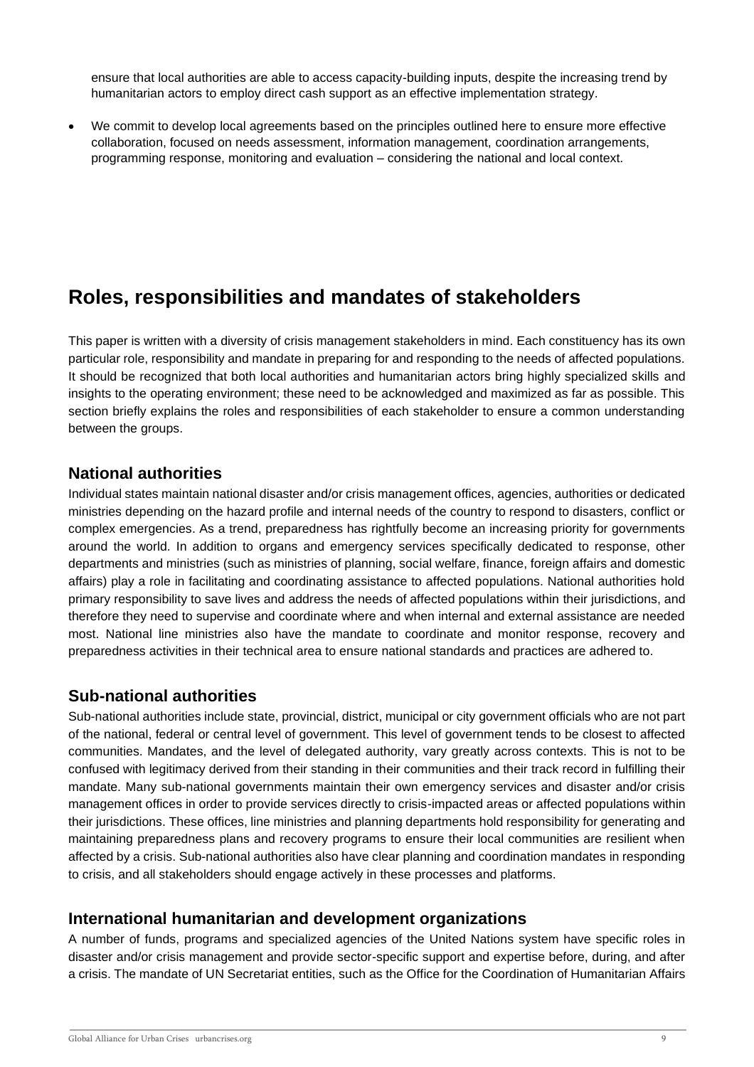ensure that local authorities are able to access capacity-building inputs, despite the increasing trend by humanitarian actors to employ direct cash support as an effective implementation strategy.

- We commit to develop local agreements based on the principles outlined here to ensure more effective collaboration, focused on needs assessment, information management, coordination arrangements, programming response, monitoring and evaluation – considering the national and local context.

## Roles, responsibilities and mandates of stakeholders

This paper is written with a diversity of crisis management stakeholders in mind. Each constituency has its own particular role, responsibility and mandate in preparing for and responding to the needs of affected populations. It should be recognized that both local authorities and humanitarian actors bring highly specialized skills and insights to the operating environment; these need to be acknowledged and maximized as far as possible. This section briefly explains the roles and responsibilities of each stakeholder to ensure a common understanding between the groups.

### National authorities

Individual states maintain national disaster and/or crisis management offices, agencies, authorities or dedicated ministries depending on the hazard profile and internal needs of the country to respond to disasters, conflict or complex emergencies. As a trend, preparedness has rightfully become an increasing priority for governments around the world. In addition to organs and emergency services specifically dedicated to response, other departments and ministries (such as ministries of planning, social welfare, finance, foreign affairs and domestic affairs) play a role in facilitating and coordinating assistance to affected populations. National authorities hold primary responsibility to save lives and address the needs of affected populations within their jurisdictions, and therefore they need to supervise and coordinate where and when internal and external assistance are needed most. National line ministries also have the mandate to coordinate and monitor response, recovery and preparedness activities in their technical area to ensure national standards and practices are adhered to.

### Sub-national authorities

Sub-national authorities include state, provincial, district, municipal or city government officials who are not part of the national, federal or central level of government. This level of government tends to be closest to affected communities. Mandates, and the level of delegated authority, vary greatly across contexts. This is not to be confused with legitimacy derived from their standing in their communities and their track record in fulfilling their mandate. Many sub-national governments maintain their own emergency services and disaster and/or crisis management offices in order to provide services directly to crisis-impacted areas or affected populations within their jurisdictions. These offices, line ministries and planning departments hold responsibility for generating and maintaining preparedness plans and recovery programs to ensure their local communities are resilient when affected by a crisis. Sub-national authorities also have clear planning and coordination mandates in responding to crisis, and all stakeholders should engage actively in these processes and platforms.

### International humanitarian and development organizations

A number of funds, programs and specialized agencies of the United Nations system have specific roles in disaster and/or crisis management and provide sector-specific support and expertise before, during, and after a crisis. The mandate of UN Secretariat entities, such as the Office for the Coordination of Humanitarian Affairs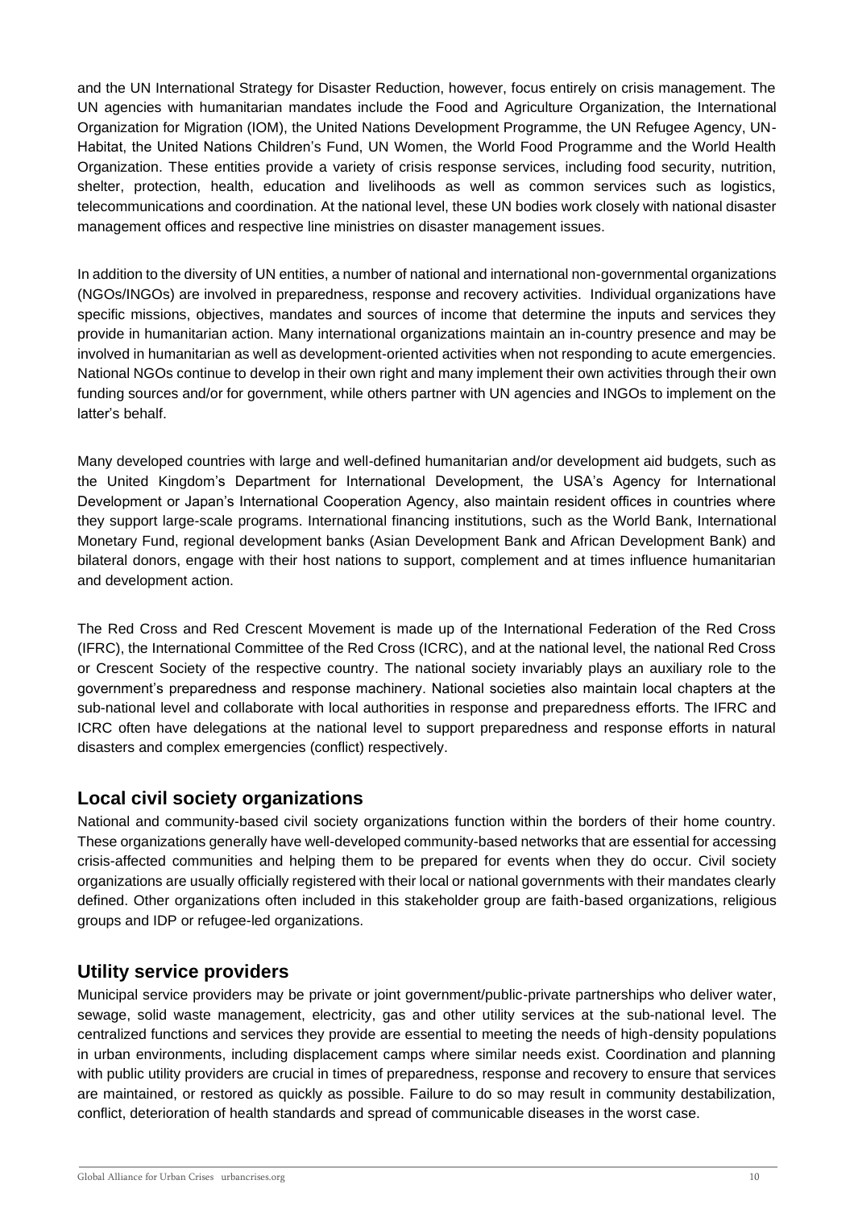and the UN International Strategy for Disaster Reduction, however, focus entirely on crisis management. The UN agencies with humanitarian mandates include the Food and Agriculture Organization, the International Organization for Migration (IOM), the United Nations Development Programme, the UN Refugee Agency, UN-Habitat, the United Nations Children's Fund, UN Women, the World Food Programme and the World Health Organization. These entities provide a variety of crisis response services, including food security, nutrition, shelter, protection, health, education and livelihoods as well as common services such as logistics, telecommunications and coordination. At the national level, these UN bodies work closely with national disaster management offices and respective line ministries on disaster management issues.

In addition to the diversity of UN entities, a number of national and international non-governmental organizations (NGOs/INGOs) are involved in preparedness, response and recovery activities. Individual organizations have specific missions, objectives, mandates and sources of income that determine the inputs and services they provide in humanitarian action. Many international organizations maintain an in-country presence and may be involved in humanitarian as well as development-orientated activities when not responding to acute emergencies. National NGOs continue to develop in their own right and many implement their own activities through their own funding sources and/or for government, while others partner with UN agencies and INGOs to implement on the latter's behalf.

Many developed countries with large and well-defined humanitarian and/or development aid budgets, such as the United Kingdom's Department for International Development, the USA's Agency for International Development or Japan's International Cooperation Agency, also maintain resident offices in countries where they support large-scale programs. International financing institutions, such as the World Bank, International Monetary Fund, regional development banks (Asian Development Bank and African Development Bank) and bilateral donors, engage with their host nations to support, complement and at times influence humanitarian and development action.

The Red Cross and Red Crescent Movement is made up of the International Federation of the Red Cross (IFRC), the International Committee of the Red Cross (ICRC), and at the national level, the national Red Cross or Crescent Society of the respective country. The national society invariably plays an auxiliary role to the government's preparedness and response machinery. National societies also maintain local chapters at the sub-national level and collaborate with local authorities in response and preparedness efforts. The IFRC and ICRC often have delegations at the national level to support preparedness and response efforts in natural disasters and complex emergencies (conflict) respectively.

## Local civil society organizations

National and community-based civil society organizations function within the borders of their home country. These organizations generally have well-developed community-based networks that are essential for accessing crisis-affected communities and helping them to be prepared for events when they do occur. Civil society organizations are usually officially registered with their local or national governments with their mandates clearly defined. Other organizations often included in this stakeholder group are faith-based organizations, religious groups and IDP or refugee-led organizations.

## Utility service providers

Municipal service providers may be private or joint government/public-private partnerships who deliver water, sewage, solid waste management, electricity, gas and other utility services at the sub-national level. The centralized functions and services they provide are essential to meeting the needs of high-density populations in urban environments, including displacement camps where similar needs exist. Coordination and planning with public utility providers are crucial in times of preparedness, response and recovery to ensure that services are maintained, or restored as quickly as possible. Failure to do so may result in community destabilization, conflict, deterioration of health standards and spread of communicable diseases in the worst case.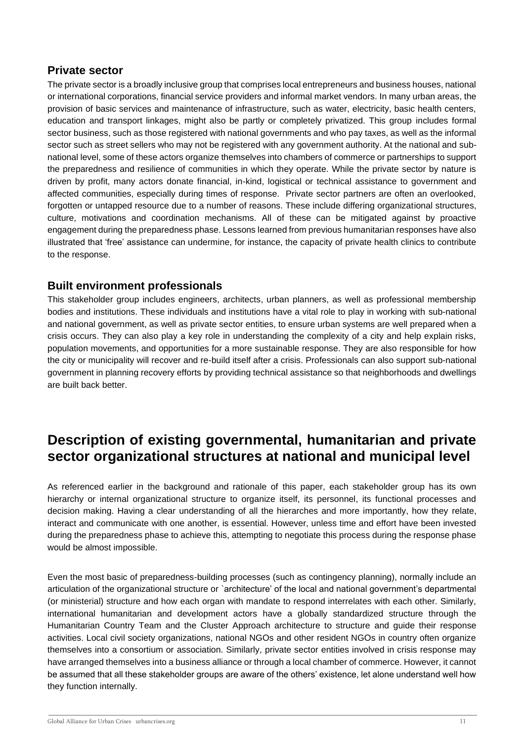### Private sector

The private sector is a broadly inclusive group that comprises local entrepreneurs and business houses, national or international corporations, financial service providers and informal market vendors. In many urban areas, the provision of basic services and maintenance of infrastructure, such as water, electricity, basic health centers, education and transport linkages, might also be partly or completely privatized. This group includes formal sector business, such as those registered with national governments and who pay taxes, as well as the informal sector such as street sellers who may not be registered with any government authority. At the national and sub-national level, some of these actors organize themselves into chambers of commerce or partnerships to support the preparedness and resilience of communities in which they operate. While the private sector by nature is driven by profit, many actors donate financial, in-kind, logistical or technical assistance to government and affected communities, especially during times of response. Private sector partners are often an overlooked, forgotten or untapped resource due to a number of reasons. These include differing organizational structures, culture, motivations and coordination mechanisms. All of these can be mitigated against by proactive engagement during the preparedness phase. Lessons learned from previous humanitarian responses have also illustrated that 'free' assistance can undermine, for instance, the capacity of private health clinics to contribute to the response.

### Built environment professionals

This stakeholder group includes engineers, architects, urban planners, as well as professional membership bodies and institutions. These individuals and institutions have a vital role to play in working with sub-national and national government, as well as private sector entities, to ensure urban systems are well prepared when a crisis occurs. They can also play a key role in understanding the complexity of a city and help explain risks, population movements, and opportunities for a more sustainable response. They are also responsible for how the city or municipality will recover and re-build itself after a crisis. Professionals can also support sub-national government in planning recovery efforts by providing technical assistance so that neighborhoods and dwellings are built back better.

## Description of existing governmental, humanitarian and private sector organizational structures at national and municipal level

As referenced earlier in the background and rationale of this paper, each stakeholder group has its own hierarchy or internal organizational structure to organize itself, its personnel, its functional processes and decision making. Having a clear understanding of all the hierarches and more importantly, how they relate, interact and communicate with one another, is essential. However, unless time and effort have been invested during the preparedness phase to achieve this, attempting to negotiate this process during the response phase would be almost impossible.

Even the most basic of preparedness-building processes (such as contingency planning), normally include an articulation of the organizational structure or `architecture' of the local and national government's departmental (or ministerial) structure and how each organ with mandate to respond interrelates with each other. Similarly, international humanitarian and development actors have a globally standardized structure through the Humanitarian Country Team and the Cluster Approach architecture to structure and guide their response activities. Local civil society organizations, national NGOs and other resident NGOs in country often organize themselves into a consortium or association. Similarly, private sector entities involved in crisis response may have arranged themselves into a business alliance or through a local chamber of commerce. However, it cannot be assumed that all these stakeholder groups are aware of the others' existence, let alone understand well how they function internally.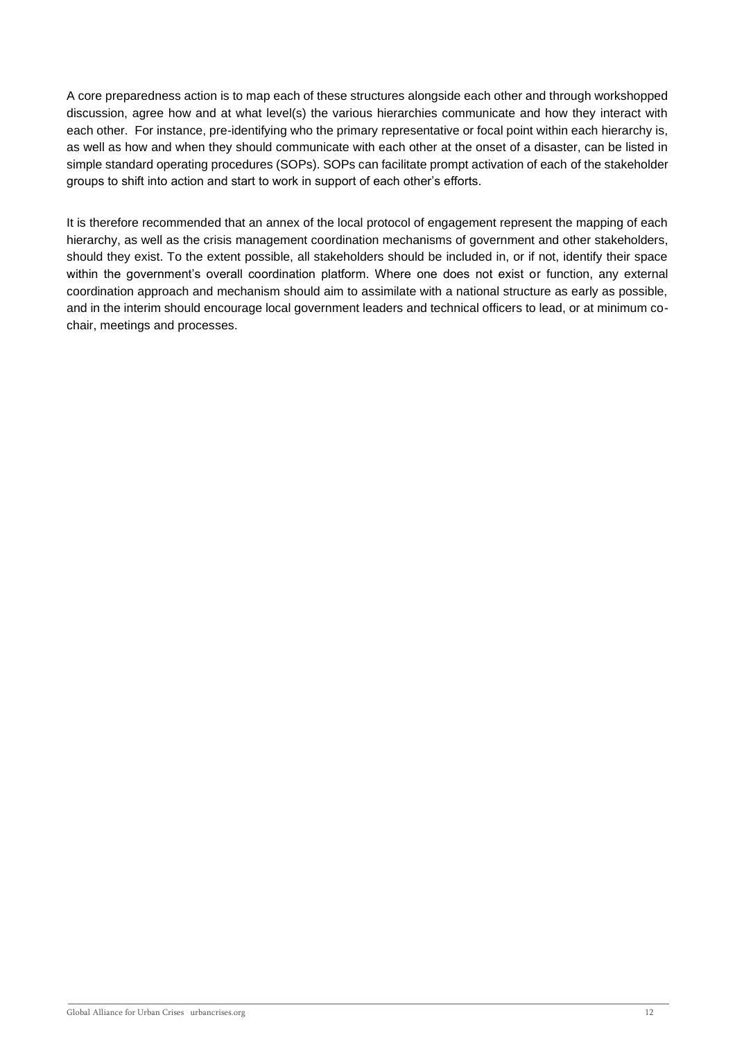A core preparedness action is to map each of these structures alongside each other and through workshopped discussion, agree how and at what level(s) the various hierarchies communicate and how they interact with each other. For instance, pre-identifying who the primary representative or focal point within each hierarchy is, as well as how and when they should communicate with each other at the onset of a disaster, can be listed in simple standard operating procedures (SOPs). SOPs can facilitate prompt activation of each of the stakeholder groups to shift into action and start to work in support of each other's efforts.

It is therefore recommended that an annex of the local protocol of engagement represent the mapping of each hierarchy, as well as the crisis management coordination mechanisms of government and other stakeholders, should they exist. To the extent possible, all stakeholders should be included in, or if not, identify their space within the government's overall coordination platform. Where one does not exist or function, any external coordination approach and mechanism should aim to assimilate with a national structure as early as possible, and in the interim should encourage local government leaders and technical officers to lead, or at minimum co-chair, meetings and processes.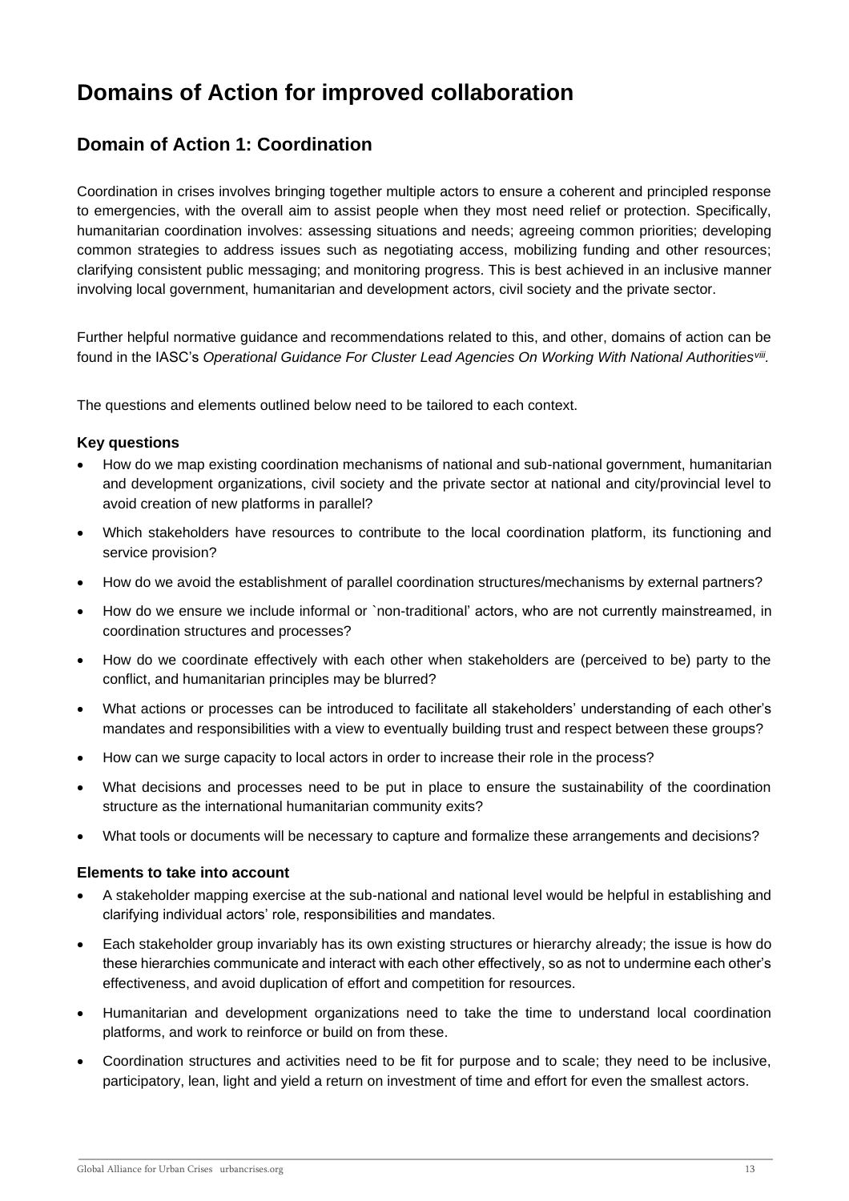# Domains of Action for improved collaboration

## Domain of Action 1: Coordination

Coordination in crises involves bringing together multiple actors to ensure a coherent and principled response to emergencies, with the overall aim to assist people when they most need relief or protection. Specifically, humanitarian coordination involves: assessing situations and needs; agreeing common priorities; developing common strategies to address issues such as negotiating access, mobilizing funding and other resources; clarifying consistent public messaging; and monitoring progress. This is best achieved in an inclusive manner involving local government, humanitarian and development actors, civil society and the private sector.

Further helpful normative guidance and recommendations related to this, and other, domains of action can be found in the IASC's *Operational Guidance For Cluster Lead Agencies On Working With National Authorities*[viii].

The questions and elements outlined below need to be tailored to each context.

### Key questions

- How do we map existing coordination mechanisms of national and sub-national government, humanitarian and development organizations, civil society and the private sector at national and city/provincial level to avoid creation of new platforms in parallel?
- Which stakeholders have resources to contribute to the local coordination platform, its functioning and service provision?
- How do we avoid the establishment of parallel coordination structures/mechanisms by external partners?
- How do we ensure we include informal or `non-traditional' actors, who are not currently mainstreamed, in coordination structures and processes?
- How do we coordinate effectively with each other when stakeholders are (perceived to be) party to the conflict, and humanitarian principles may be blurred?
- What actions or processes can be introduced to facilitate all stakeholders' understanding of each other's mandates and responsibilities with a view to eventually building trust and respect between these groups?
- How can we surge capacity to local actors in order to increase their role in the process?
- What decisions and processes need to be put in place to ensure the sustainability of the coordination structure as the international humanitarian community exits?
- What tools or documents will be necessary to capture and formalize these arrangements and decisions?

### Elements to take into account

- A stakeholder mapping exercise at the sub-national and national level would be helpful in establishing and clarifying individual actors' role, responsibilities and mandates.
- Each stakeholder group invariably has its own existing structures or hierarchy already; the issue is how do these hierarchies communicate and interact with each other effectively, so as not to undermine each other's effectiveness, and avoid duplication of effort and competition for resources.
- Humanitarian and development organizations need to take the time to understand local coordination platforms, and work to reinforce or build on from these.
- Coordination structures and activities need to be fit for purpose and to scale; they need to be inclusive, participatory, lean, light and yield a return on investment of time and effort for even the smallest actors.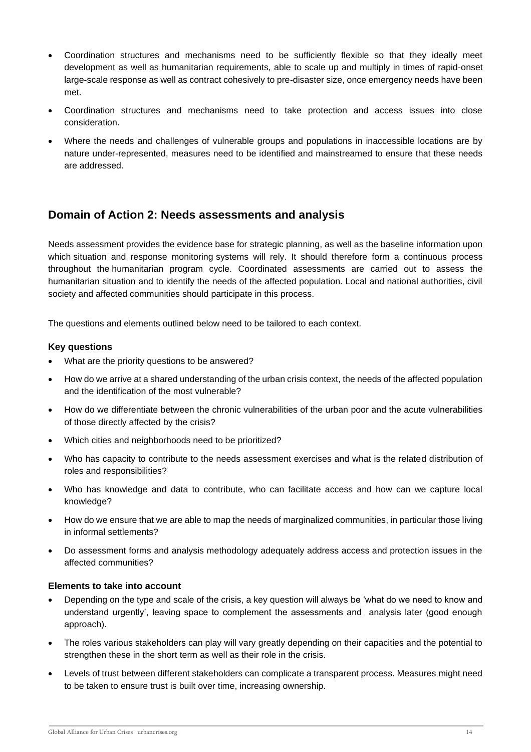- Coordination structures and mechanisms need to be sufficiently flexible so that they ideally meet development as well as humanitarian requirements, able to scale up and multiply in times of rapid-onset large-scale response as well as contract cohesively to pre-disaster size, once emergency needs have been met.
- Coordination structures and mechanisms need to take protection and access issues into close consideration.
- Where the needs and challenges of vulnerable groups and populations in inaccessible locations are by nature under-represented, measures need to be identified and mainstreamed to ensure that these needs are addressed.

## Domain of Action 2: Needs assessments and analysis

Needs assessment provides the evidence base for strategic planning, as well as the baseline information upon which situation and response monitoring systems will rely. It should therefore form a continuous process throughout the humanitarian program cycle. Coordinated assessments are carried out to assess the humanitarian situation and to identify the needs of the affected population. Local and national authorities, civil society and affected communities should participate in this process.

The questions and elements outlined below need to be tailored to each context.

### Key questions

- What are the priority questions to be answered?
- How do we arrive at a shared understanding of the urban crisis context, the needs of the affected population and the identification of the most vulnerable?
- How do we differentiate between the chronic vulnerabilities of the urban poor and the acute vulnerabilities of those directly affected by the crisis?
- Which cities and neighborhoods need to be prioritized?
- Who has capacity to contribute to the needs assessment exercises and what is the related distribution of roles and responsibilities?
- Who has knowledge and data to contribute, who can facilitate access and how can we capture local knowledge?
- How do we ensure that we are able to map the needs of marginalized communities, in particular those living in informal settlements?
- Do assessment forms and analysis methodology adequately address access and protection issues in the affected communities?

### Elements to take into account

- Depending on the type and scale of the crisis, a key question will always be 'what do we need to know and understand urgently', leaving space to complement the assessments and analysis later (good enough approach).
- The roles various stakeholders can play will vary greatly depending on their capacities and the potential to strengthen these in the short term as well as their role in the crisis.
- Levels of trust between different stakeholders can complicate a transparent process. Measures might need to be taken to ensure trust is built over time, increasing ownership.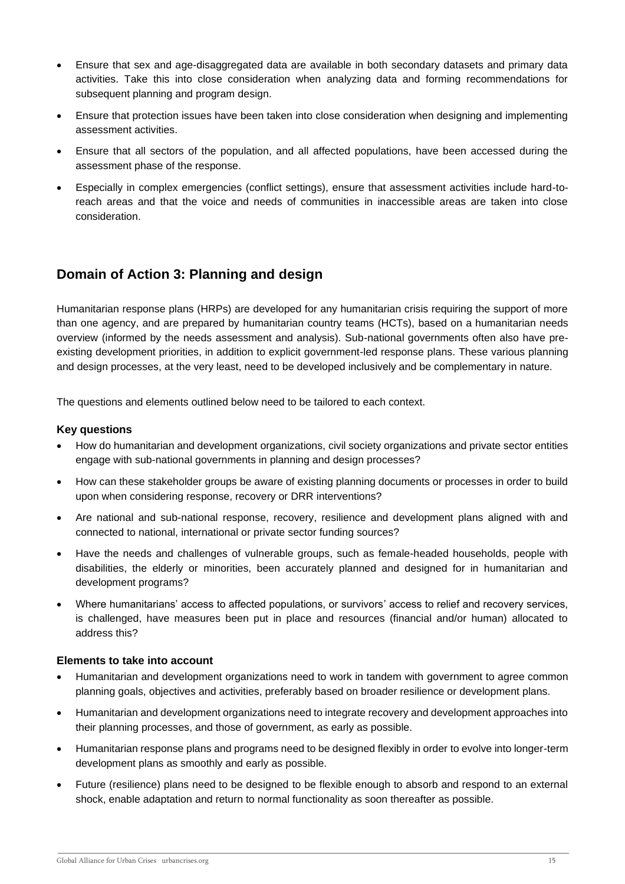- Ensure that sex and age-disaggregated data are available in both secondary datasets and primary data activities. Take this into close consideration when analyzing data and forming recommendations for subsequent planning and program design.
- Ensure that protection issues have been taken into close consideration when designing and implementing assessment activities.
- Ensure that all sectors of the population, and all affected populations, have been accessed during the assessment phase of the response.
- Especially in complex emergencies (conflict settings), ensure that assessment activities include hard-to-reach areas and that the voice and needs of communities in inaccessible areas are taken into close consideration.

## Domain of Action 3: Planning and design

Humanitarian response plans (HRPs) are developed for any humanitarian crisis requiring the support of more than one agency, and are prepared by humanitarian country teams (HCTs), based on a humanitarian needs overview (informed by the needs assessment and analysis). Sub-national governments often also have pre-existing development priorities, in addition to explicit government-led response plans. These various planning and design processes, at the very least, need to be developed inclusively and be complementary in nature.

The questions and elements outlined below need to be tailored to each context.

### Key questions

- How do humanitarian and development organizations, civil society organizations and private sector entities engage with sub-national governments in planning and design processes?
- How can these stakeholder groups be aware of existing planning documents or processes in order to build upon when considering response, recovery or DRR interventions?
- Are national and sub-national response, recovery, resilience and development plans aligned with and connected to national, international or private sector funding sources?
- Have the needs and challenges of vulnerable groups, such as female-headed households, people with disabilities, the elderly or minorities, been accurately planned and designed for in humanitarian and development programs?
- Where humanitarians' access to affected populations, or survivors' access to relief and recovery services, is challenged, have measures been put in place and resources (financial and/or human) allocated to address this?

### Elements to take into account

- Humanitarian and development organizations need to work in tandem with government to agree common planning goals, objectives and activities, preferably based on broader resilience or development plans.
- Humanitarian and development organizations need to integrate recovery and development approaches into their planning processes, and those of government, as early as possible.
- Humanitarian response plans and programs need to be designed flexibly in order to evolve into longer-term development plans as smoothly and early as possible.
- Future (resilience) plans need to be designed to be flexible enough to absorb and respond to an external shock, enable adaptation and return to normal functionality as soon thereafter as possible.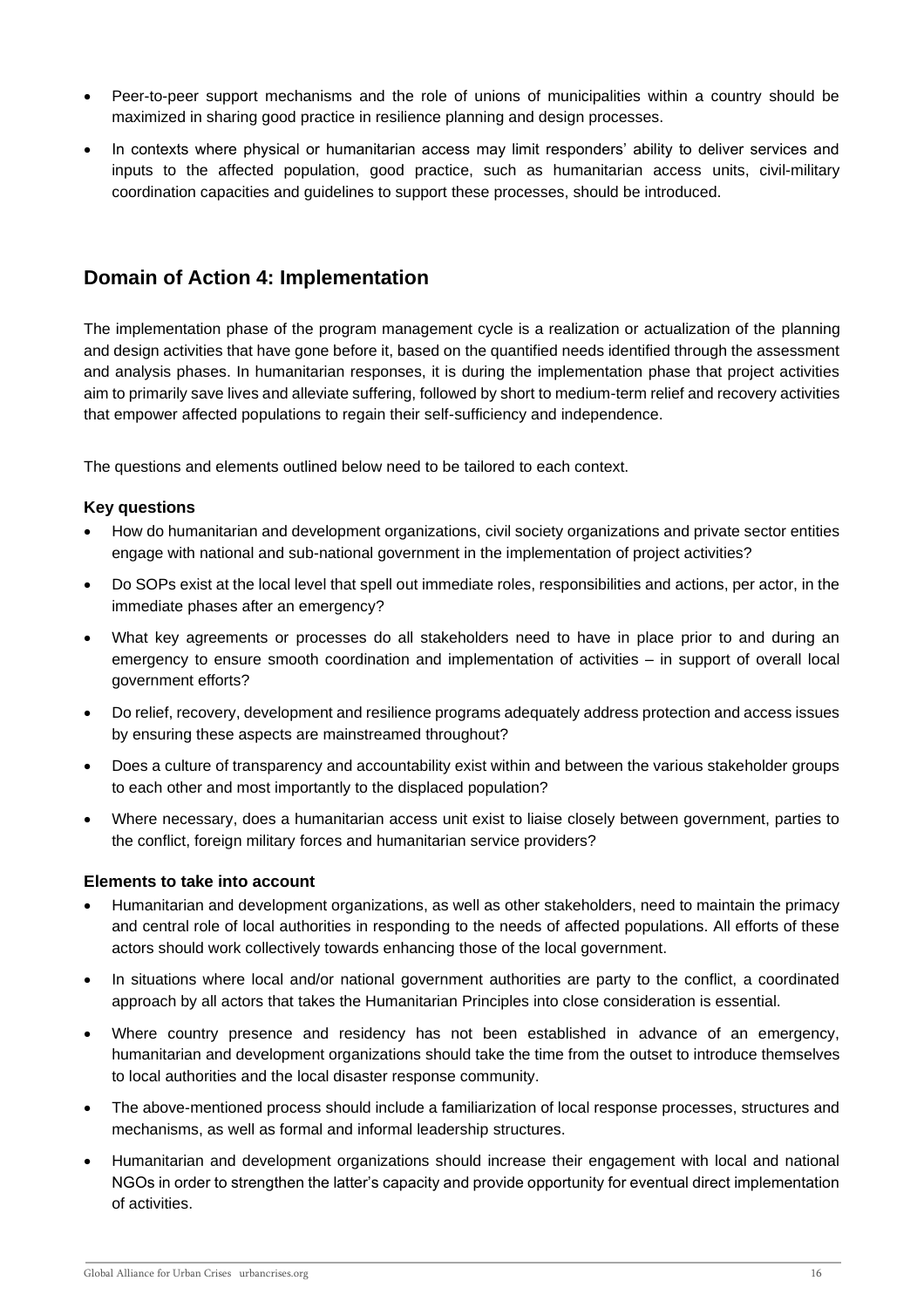- Peer-to-peer support mechanisms and the role of unions of municipalities within a country should be maximized in sharing good practice in resilience planning and design processes.
- In contexts where physical or humanitarian access may limit responders' ability to deliver services and inputs to the affected population, good practice, such as humanitarian access units, civil-military coordination capacities and guidelines to support these processes, should be introduced.

## Domain of Action 4: Implementation

The implementation phase of the program management cycle is a realization or actualization of the planning and design activities that have gone before it, based on the quantified needs identified through the assessment and analysis phases. In humanitarian responses, it is during the implementation phase that project activities aim to primarily save lives and alleviate suffering, followed by short to medium-term relief and recovery activities that empower affected populations to regain their self-sufficiency and independence.

The questions and elements outlined below need to be tailored to each context.

### Key questions

- How do humanitarian and development organizations, civil society organizations and private sector entities engage with national and sub-national government in the implementation of project activities?
- Do SOPs exist at the local level that spell out immediate roles, responsibilities and actions, per actor, in the immediate phases after an emergency?
- What key agreements or processes do all stakeholders need to have in place prior to and during an emergency to ensure smooth coordination and implementation of activities – in support of overall local government efforts?
- Do relief, recovery, development and resilience programs adequately address protection and access issues by ensuring these aspects are mainstreamed throughout?
- Does a culture of transparency and accountability exist within and between the various stakeholder groups to each other and most importantly to the displaced population?
- Where necessary, does a humanitarian access unit exist to liaise closely between government, parties to the conflict, foreign military forces and humanitarian service providers?

### Elements to take into account

- Humanitarian and development organizations, as well as other stakeholders, need to maintain the primacy and central role of local authorities in responding to the needs of affected populations. All efforts of these actors should work collectively towards enhancing those of the local government.
- In situations where local and/or national government authorities are party to the conflict, a coordinated approach by all actors that takes the Humanitarian Principles into close consideration is essential.
- Where country presence and residency has not been established in advance of an emergency, humanitarian and development organizations should take the time from the outset to introduce themselves to local authorities and the local disaster response community.
- The above-mentioned process should include a familiarization of local response processes, structures and mechanisms, as well as formal and informal leadership structures.
- Humanitarian and development organizations should increase their engagement with local and national NGOs in order to strengthen the latter's capacity and provide opportunity for eventual direct implementation of activities.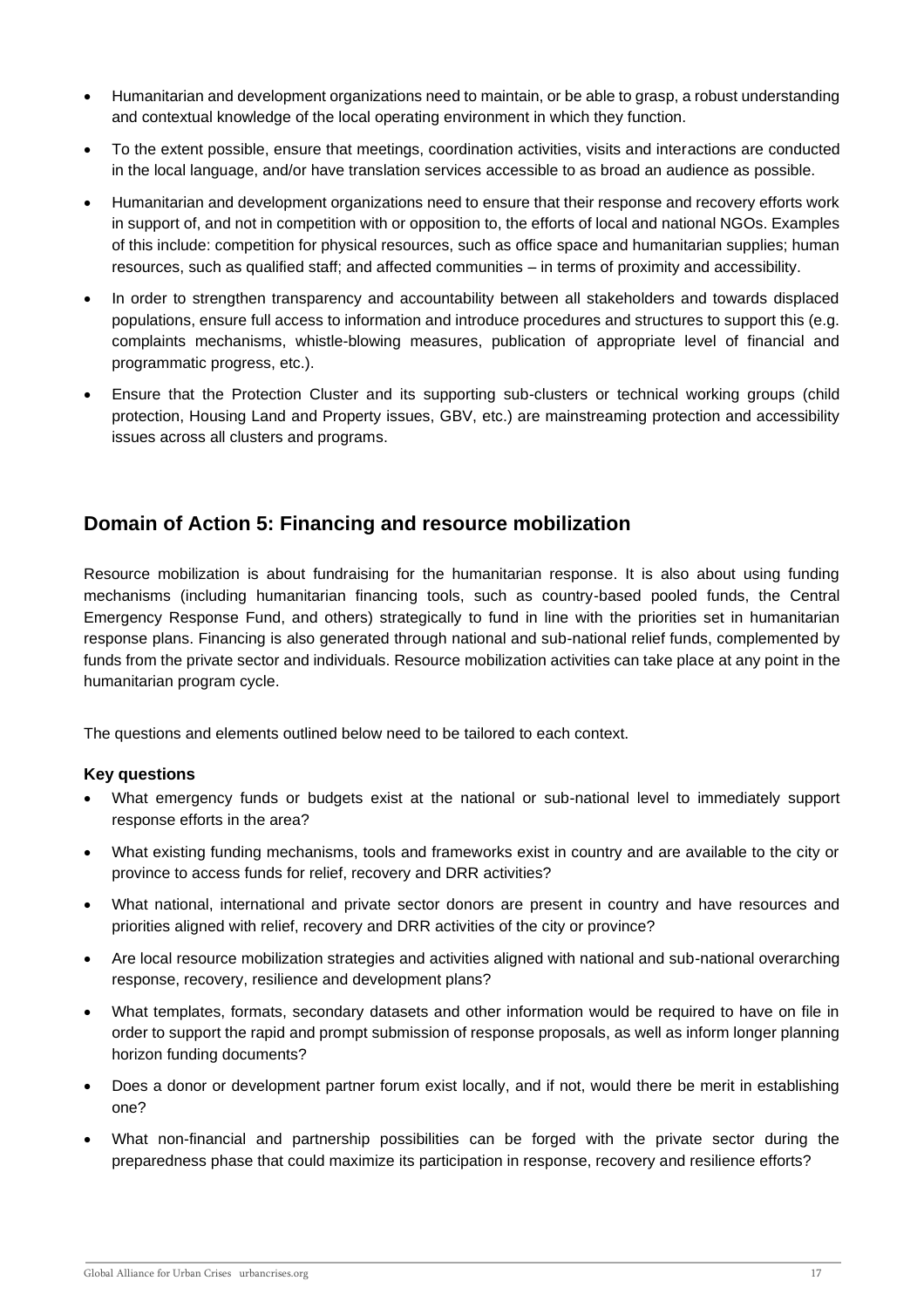- Humanitarian and development organizations need to maintain, or be able to grasp, a robust understanding and contextual knowledge of the local operating environment in which they function.
- To the extent possible, ensure that meetings, coordination activities, visits and interactions are conducted in the local language, and/or have translation services accessible to as broad an audience as possible.
- Humanitarian and development organizations need to ensure that their response and recovery efforts work in support of, and not in competition with or opposition to, the efforts of local and national NGOs. Examples of this include: competition for physical resources, such as office space and humanitarian supplies; human resources, such as qualified staff; and affected communities – in terms of proximity and accessibility.
- In order to strengthen transparency and accountability between all stakeholders and towards displaced populations, ensure full access to information and introduce procedures and structures to support this (e.g. complaints mechanisms, whistle-blowing measures, publication of appropriate level of financial and programmatic progress, etc.).
- Ensure that the Protection Cluster and its supporting sub-clusters or technical working groups (child protection, Housing Land and Property issues, GBV, etc.) are mainstreaming protection and accessibility issues across all clusters and programs.

## Domain of Action 5: Financing and resource mobilization

Resource mobilization is about fundraising for the humanitarian response. It is also about using funding mechanisms (including humanitarian financing tools, such as country-based pooled funds, the Central Emergency Response Fund, and others) strategically to fund in line with the priorities set in humanitarian response plans. Financing is also generated through national and sub-national relief funds, complemented by funds from the private sector and individuals. Resource mobilization activities can take place at any point in the humanitarian program cycle.

The questions and elements outlined below need to be tailored to each context.

**Key questions**

- What emergency funds or budgets exist at the national or sub-national level to immediately support response efforts in the area?
- What existing funding mechanisms, tools and frameworks exist in country and are available to the city or province to access funds for relief, recovery and DRR activities?
- What national, international and private sector donors are present in country and have resources and priorities aligned with relief, recovery and DRR activities of the city or province?
- Are local resource mobilization strategies and activities aligned with national and sub-national overarching response, recovery, resilience and development plans?
- What templates, formats, secondary datasets and other information would be required to have on file in order to support the rapid and prompt submission of response proposals, as well as inform longer planning horizon funding documents?
- Does a donor or development partner forum exist locally, and if not, would there be merit in establishing one?
- What non-financial and partnership possibilities can be forged with the private sector during the preparedness phase that could maximize its participation in response, recovery and resilience efforts?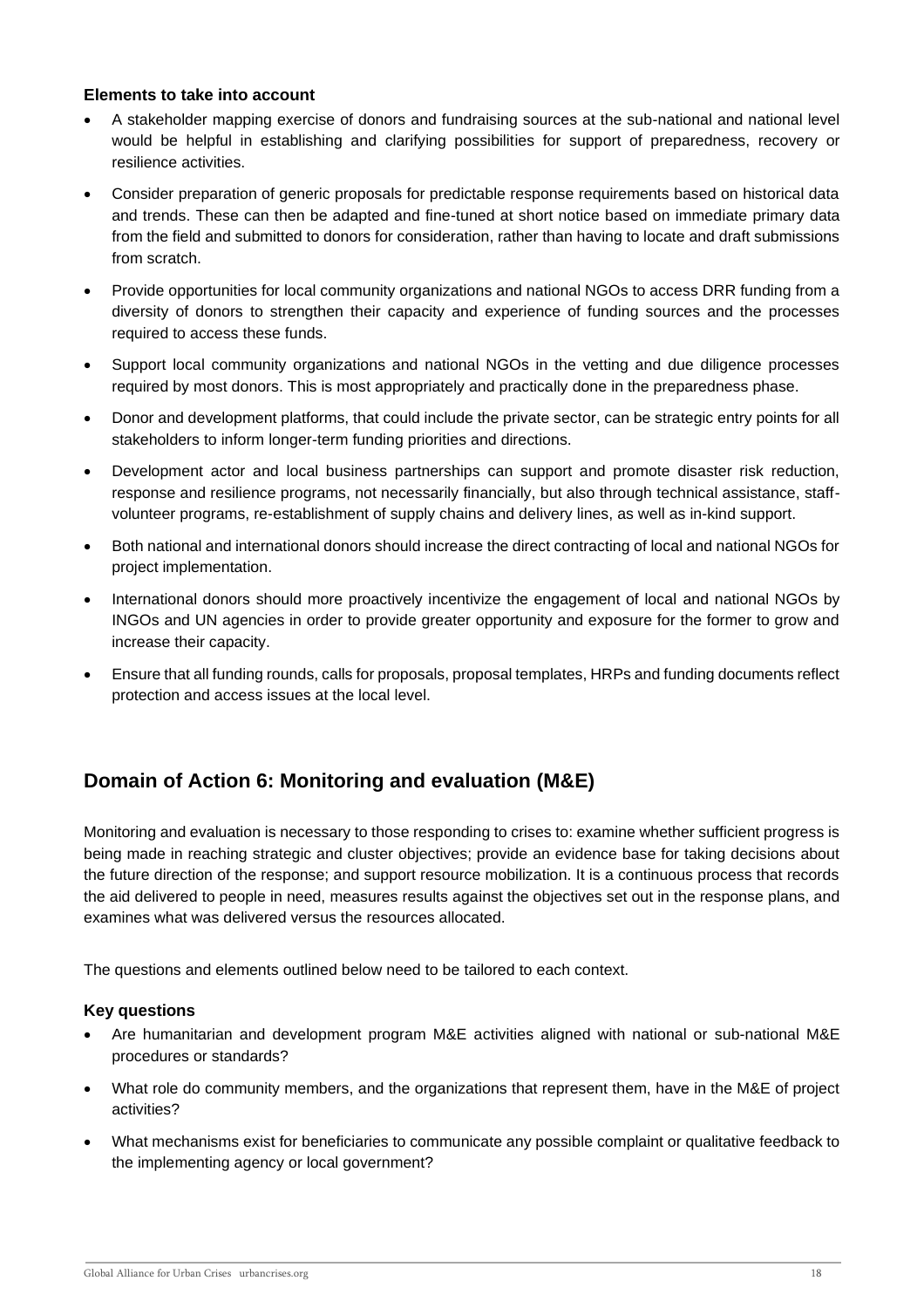**Elements to take into account**

- A stakeholder mapping exercise of donors and fundraising sources at the sub-national and national level would be helpful in establishing and clarifying possibilities for support of preparedness, recovery or resilience activities.
- Consider preparation of generic proposals for predictable response requirements based on historical data and trends. These can then be adapted and fine-tuned at short notice based on immediate primary data from the field and submitted to donors for consideration, rather than having to locate and draft submissions from scratch.
- Provide opportunities for local community organizations and national NGOs to access DRR funding from a diversity of donors to strengthen their capacity and experience of funding sources and the processes required to access these funds.
- Support local community organizations and national NGOs in the vetting and due diligence processes required by most donors. This is most appropriately and practically done in the preparedness phase.
- Donor and development platforms, that could include the private sector, can be strategic entry points for all stakeholders to inform longer-term funding priorities and directions.
- Development actor and local business partnerships can support and promote disaster risk reduction, response and resilience programs, not necessarily financially, but also through technical assistance, staff-volunteer programs, re-establishment of supply chains and delivery lines, as well as in-kind support.
- Both national and international donors should increase the direct contracting of local and national NGOs for project implementation.
- International donors should more proactively incentivize the engagement of local and national NGOs by INGOs and UN agencies in order to provide greater opportunity and exposure for the former to grow and increase their capacity.
- Ensure that all funding rounds, calls for proposals, proposal templates, HRPs and funding documents reflect protection and access issues at the local level.

## Domain of Action 6: Monitoring and evaluation (M&E)

Monitoring and evaluation is necessary to those responding to crises to: examine whether sufficient progress is being made in reaching strategic and cluster objectives; provide an evidence base for taking decisions about the future direction of the response; and support resource mobilization. It is a continuous process that records the aid delivered to people in need, measures results against the objectives set out in the response plans, and examines what was delivered versus the resources allocated.

The questions and elements outlined below need to be tailored to each context.

**Key questions**

- Are humanitarian and development program M&E activities aligned with national or sub-national M&E procedures or standards?
- What role do community members, and the organizations that represent them, have in the M&E of project activities?
- What mechanisms exist for beneficiaries to communicate any possible complaint or qualitative feedback to the implementing agency or local government?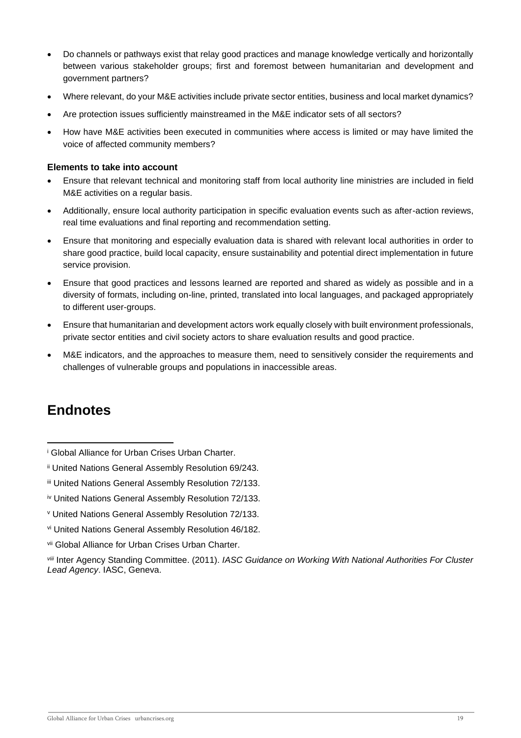- Do channels or pathways exist that relay good practices and manage knowledge vertically and horizontally between various stakeholder groups; first and foremost between humanitarian and development and government partners?
- Where relevant, do your M&E activities include private sector entities, business and local market dynamics?
- Are protection issues sufficiently mainstreamed in the M&E indicator sets of all sectors?
- How have M&E activities been executed in communities where access is limited or may have limited the voice of affected community members?

**Elements to take into account**

- Ensure that relevant technical and monitoring staff from local authority line ministries are included in field M&E activities on a regular basis.
- Additionally, ensure local authority participation in specific evaluation events such as after-action reviews, real time evaluations and final reporting and recommendation setting.
- Ensure that monitoring and especially evaluation data is shared with relevant local authorities in order to share good practice, build local capacity, ensure sustainability and potential direct implementation in future service provision.
- Ensure that good practices and lessons learned are reported and shared as widely as possible and in a diversity of formats, including on-line, printed, translated into local languages, and packaged appropriately to different user-groups.
- Ensure that humanitarian and development actors work equally closely with built environment professionals, private sector entities and civil society actors to share evaluation results and good practice.
- M&E indicators, and the approaches to measure them, need to sensitively consider the requirements and challenges of vulnerable groups and populations in inaccessible areas.

# Endnotes

[i] Global Alliance for Urban Crises Urban Charter.

[ii] United Nations General Assembly Resolution 69/243.

[iii] United Nations General Assembly Resolution 72/133.

[iv] United Nations General Assembly Resolution 72/133.

[v] United Nations General Assembly Resolution 72/133.

[vi] United Nations General Assembly Resolution 46/182.

[vii] Global Alliance for Urban Crises Urban Charter.

[viii] Inter Agency Standing Committee. (2011). *IASC Guidance on Working With National Authorities For Cluster Lead Agency*. IASC, Geneva.